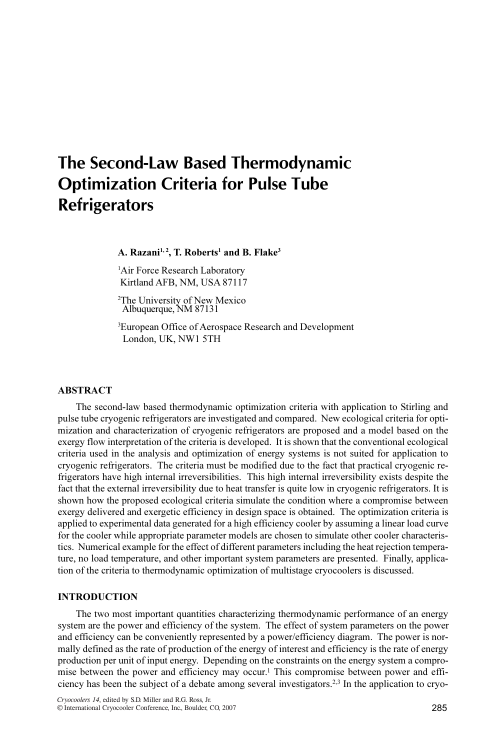# The Second-Law Based Thermodynamic Optimization Criteria for Pulse Tube Refrigerators

**A. Razani[1, 2], T. Roberts[1] and B. Flake[3]**

[1]Air Force Research Laboratory
Kirtland AFB, NM, USA 87117

[2]The University of New Mexico
Albuquerque, NM 87131

[3]European Office of Aerospace Research and Development
London, UK, NW1 5TH

## ABSTRACT

The second-law based thermodynamic optimization criteria with application to Stirling and pulse tube cryogenic refrigerators are investigated and compared. New ecological criteria for optimization and characterization of cryogenic refrigerators are proposed and a model based on the exergy flow interpretation of the criteria is developed. It is shown that the conventional ecological criteria used in the analysis and optimization of energy systems is not suited for application to cryogenic refrigerators. The criteria must be modified due to the fact that practical cryogenic refrigerators have high internal irreversibilities. This high internal irreversibility exists despite the fact that the external irreversibility due to heat transfer is quite low in cryogenic refrigerators. It is shown how the proposed ecological criteria simulate the condition where a compromise between exergy delivered and exergetic efficiency in design space is obtained. The optimization criteria is applied to experimental data generated for a high efficiency cooler by assuming a linear load curve for the cooler while appropriate parameter models are chosen to simulate other cooler characteristics. Numerical example for the effect of different parameters including the heat rejection temperature, no load temperature, and other important system parameters are presented. Finally, application of the criteria to thermodynamic optimization of multistage cryocoolers is discussed.

## INTRODUCTION

The two most important quantities characterizing thermodynamic performance of an energy system are the power and efficiency of the system. The effect of system parameters on the power and efficiency can be conveniently represented by a power/efficiency diagram. The power is normally defined as the rate of production of the energy of interest and efficiency is the rate of energy production per unit of input energy. Depending on the constraints on the energy system a compromise between the power and efficiency may occur.[1] This compromise between power and efficiency has been the subject of a debate among several investigators.[2,3] In the application to cryo-

*Cryocoolers 14*, edited by S.D. Miller and R.G. Ross, Jr.
© International Cryocooler Conference, Inc., Boulder, CO, 2007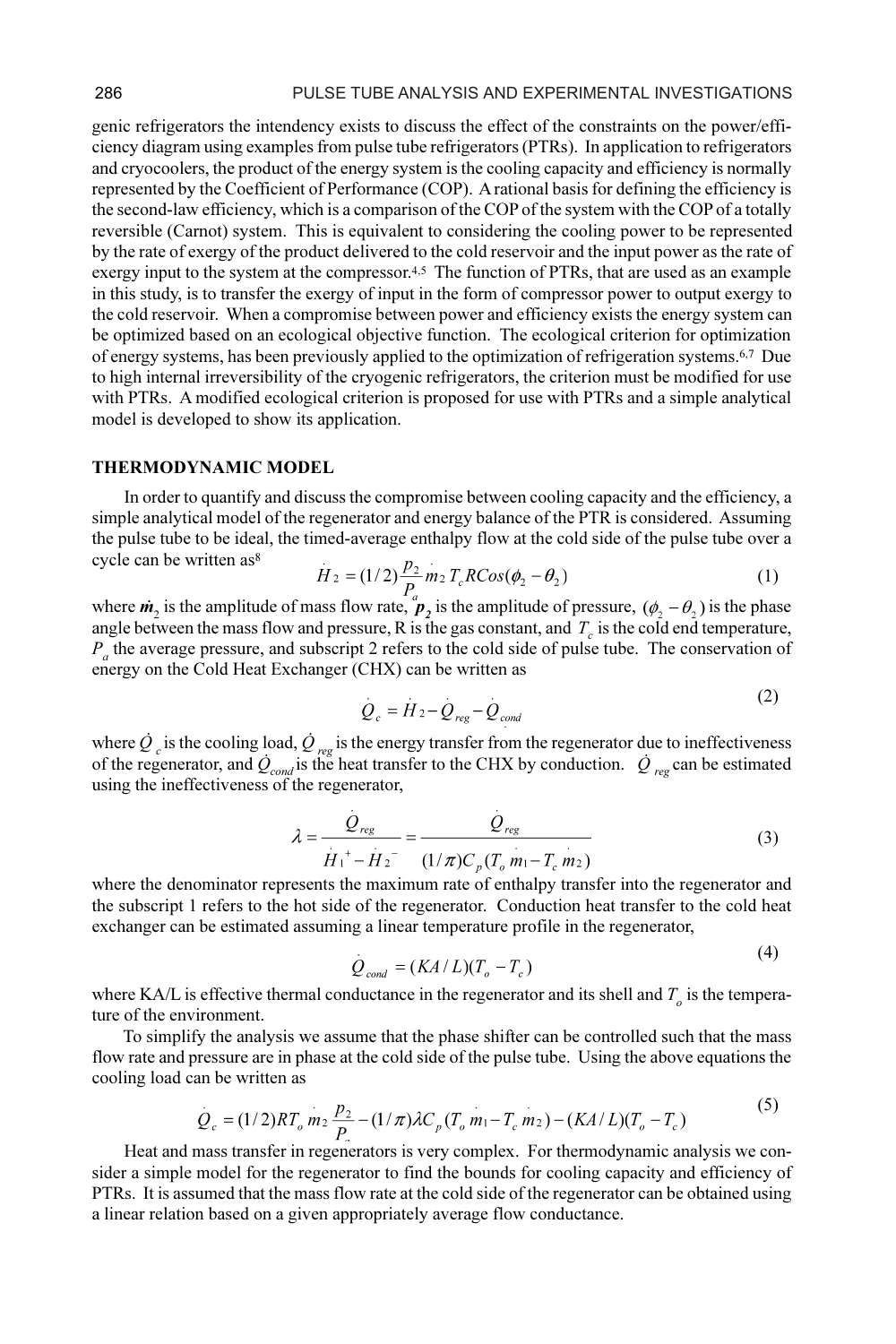genic refrigerators the intendency exists to discuss the effect of the constraints on the power/efficiency diagram using examples from pulse tube refrigerators (PTRs). In application to refrigerators and cryocoolers, the product of the energy system is the cooling capacity and efficiency is normally represented by the Coefficient of Performance (COP). A rational basis for defining the efficiency is the second-law efficiency, which is a comparison of the COP of the system with the COP of a totally reversible (Carnot) system. This is equivalent to considering the cooling power to be represented by the rate of exergy of the product delivered to the cold reservoir and the input power as the rate of exergy input to the system at the compressor.[4,5] The function of PTRs, that are used as an example in this study, is to transfer the exergy of input in the form of compressor power to output exergy to the cold reservoir. When a compromise between power and efficiency exists the energy system can be optimized based on an ecological objective function. The ecological criterion for optimization of energy systems, has been previously applied to the optimization of refrigeration systems.[6,7] Due to high internal irreversibility of the cryogenic refrigerators, the criterion must be modified for use with PTRs. A modified ecological criterion is proposed for use with PTRs and a simple analytical model is developed to show its application.

## THERMODYNAMIC MODEL

In order to quantify and discuss the compromise between cooling capacity and the efficiency, a simple analytical model of the regenerator and energy balance of the PTR is considered. Assuming the pulse tube to be ideal, the timed-average enthalpy flow at the cold side of the pulse tube over a cycle can be written as[8]

$$\dot{H}_2 = (1/2)\frac{p_2}{P_a}\dot{m}_2\, T_c R Cos(\phi_2 - \theta_2) \tag{1}$$

where $\dot{m}_2$ is the amplitude of mass flow rate, $p_2$ is the amplitude of pressure, $(\phi_2 - \theta_2)$ is the phase angle between the mass flow and pressure, R is the gas constant, and $T_c$ is the cold end temperature, $P_a$ the average pressure, and subscript 2 refers to the cold side of pulse tube. The conservation of energy on the Cold Heat Exchanger (CHX) can be written as

$$\dot{Q}_c = \dot{H}_2 - \dot{Q}_{reg} - \dot{Q}_{cond} \tag{2}$$

where $\dot{Q}_c$ is the cooling load, $\dot{Q}_{reg}$ is the energy transfer from the regenerator due to ineffectiveness of the regenerator, and $\dot{Q}_{cond}$ is the heat transfer to the CHX by conduction. $\dot{Q}_{reg}$ can be estimated using the ineffectiveness of the regenerator,

$$\lambda = \frac{\dot{Q}_{reg}}{\dot{H}_1^{+} - \dot{H}_2^{-}} = \frac{\dot{Q}_{reg}}{(1/\pi)C_p(T_o\,\dot{m}_1 - T_c\,\dot{m}_2)} \tag{3}$$

where the denominator represents the maximum rate of enthalpy transfer into the regenerator and the subscript 1 refers to the hot side of the regenerator. Conduction heat transfer to the cold heat exchanger can be estimated assuming a linear temperature profile in the regenerator,

$$\dot{Q}_{cond} = (KA/L)(T_o - T_c) \tag{4}$$

where KA/L is effective thermal conductance in the regenerator and its shell and $T_o$ is the temperature of the environment.

To simplify the analysis we assume that the phase shifter can be controlled such that the mass flow rate and pressure are in phase at the cold side of the pulse tube. Using the above equations the cooling load can be written as

$$\dot{Q}_c = (1/2)RT_o\,\dot{m}_2\frac{p_2}{P_a} - (1/\pi)\lambda C_p(T_o\,\dot{m}_1 - T_c\,\dot{m}_2) - (KA/L)(T_o - T_c) \tag{5}$$

Heat and mass transfer in regenerators is very complex. For thermodynamic analysis we consider a simple model for the regenerator to find the bounds for cooling capacity and efficiency of PTRs. It is assumed that the mass flow rate at the cold side of the regenerator can be obtained using a linear relation based on a given appropriately average flow conductance.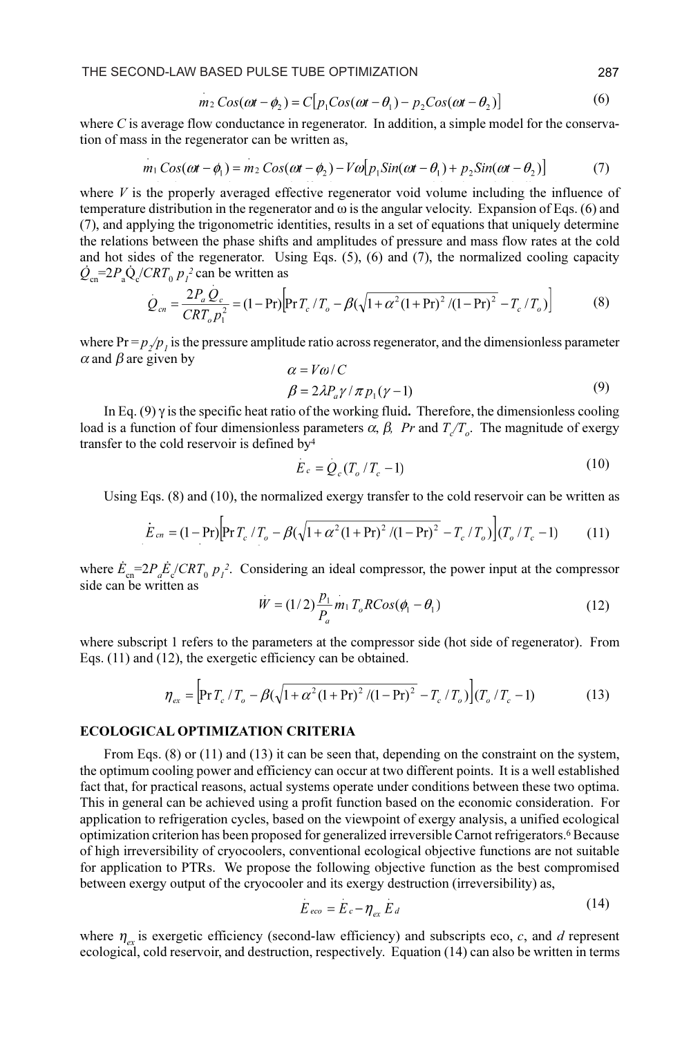$$\dot{m}_2\, Cos(\omega t - \phi_2) = C\left[p_1 Cos(\omega t - \theta_1) - p_2 Cos(\omega t - \theta_2)\right] \tag{6}$$

where $C$ is average flow conductance in regenerator. In addition, a simple model for the conservation of mass in the regenerator can be written as,

$$\dot{m}_1\, Cos(\omega t - \phi_1) = \dot{m}_2\, Cos(\omega t - \phi_2) - V\omega\left[p_1 Sin(\omega t - \theta_1) + p_2 Sin(\omega t - \theta_2)\right] \tag{7}$$

where $V$ is the properly averaged effective regenerator void volume including the influence of temperature distribution in the regenerator and ω is the angular velocity. Expansion of Eqs. (6) and (7), and applying the trigonometric identities, results in a set of equations that uniquely determine the relations between the phase shifts and amplitudes of pressure and mass flow rates at the cold and hot sides of the regenerator. Using Eqs. (5), (6) and (7), the normalized cooling capacity $\dot{Q}_{cn}=2P_a\dot{Q}_c/CRT_0\, p_1^{\,2}$ can be written as

$$\dot{Q}_{cn} = \frac{2P_a\dot{Q}_c}{CRT_o p_1^2} = (1-\text{Pr})\left[\text{Pr}\,T_c/T_o - \beta\left(\sqrt{1+\alpha^2(1+\text{Pr})^2/(1-\text{Pr})^2} - T_c/T_o\right)\right] \tag{8}$$

where $\text{Pr} = p_2/p_1$ is the pressure amplitude ratio across regenerator, and the dimensionless parameter $\alpha$ and $\beta$ are given by

$$\alpha = V\omega / C$$
$$\beta = 2\lambda P_a \gamma / \pi\, p_1(\gamma - 1) \tag{9}$$

In Eq. (9) γ is the specific heat ratio of the working fluid. Therefore, the dimensionless cooling load is a function of four dimensionless parameters $\alpha$, $\beta$, $Pr$ and $T_c/T_o$. The magnitude of exergy transfer to the cold reservoir is defined by[4]

$$\dot{E}_c = \dot{Q}_c(T_o/T_c - 1) \tag{10}$$

Using Eqs. (8) and (10), the normalized exergy transfer to the cold reservoir can be written as

$$\dot{E}_{cn} = (1-\text{Pr})\left[\text{Pr}\,T_c/T_o - \beta\left(\sqrt{1+\alpha^2(1+\text{Pr})^2/(1-\text{Pr})^2} - T_c/T_o\right)\right](T_o/T_c - 1) \tag{11}$$

where $\dot{E}_{cn}=2P_a\dot{E}_c/CRT_0\, p_1^{\,2}$. Considering an ideal compressor, the power input at the compressor side can be written as

$$\dot{W} = (1/2)\frac{p_1}{P_a}\dot{m}_1\, T_o R\, Cos(\phi_1 - \theta_1) \tag{12}$$

where subscript 1 refers to the parameters at the compressor side (hot side of regenerator). From Eqs. (11) and (12), the exergetic efficiency can be obtained.

$$\eta_{ex} = \left[\text{Pr}\,T_c/T_o - \beta\left(\sqrt{1+\alpha^2(1+\text{Pr})^2/(1-\text{Pr})^2} - T_c/T_o\right)\right](T_o/T_c - 1) \tag{13}$$

## ECOLOGICAL OPTIMIZATION CRITERIA

From Eqs. (8) or (11) and (13) it can be seen that, depending on the constraint on the system, the optimum cooling power and efficiency can occur at two different points. It is a well established fact that, for practical reasons, actual systems operate under conditions between these two optima. This in general can be achieved using a profit function based on the economic consideration. For application to refrigeration cycles, based on the viewpoint of exergy analysis, a unified ecological optimization criterion has been proposed for generalized irreversible Carnot refrigerators.[6] Because of high irreversibility of cryocoolers, conventional ecological objective functions are not suitable for application to PTRs. We propose the following objective function as the best compromised between exergy output of the cryocooler and its exergy destruction (irreversibility) as,

$$\dot{E}_{eco} = \dot{E}_c - \eta_{ex}\,\dot{E}_d \tag{14}$$

where $\eta_{ex}$ is exergetic efficiency (second-law efficiency) and subscripts eco, $c$, and $d$ represent ecological, cold reservoir, and destruction, respectively. Equation (14) can also be written in terms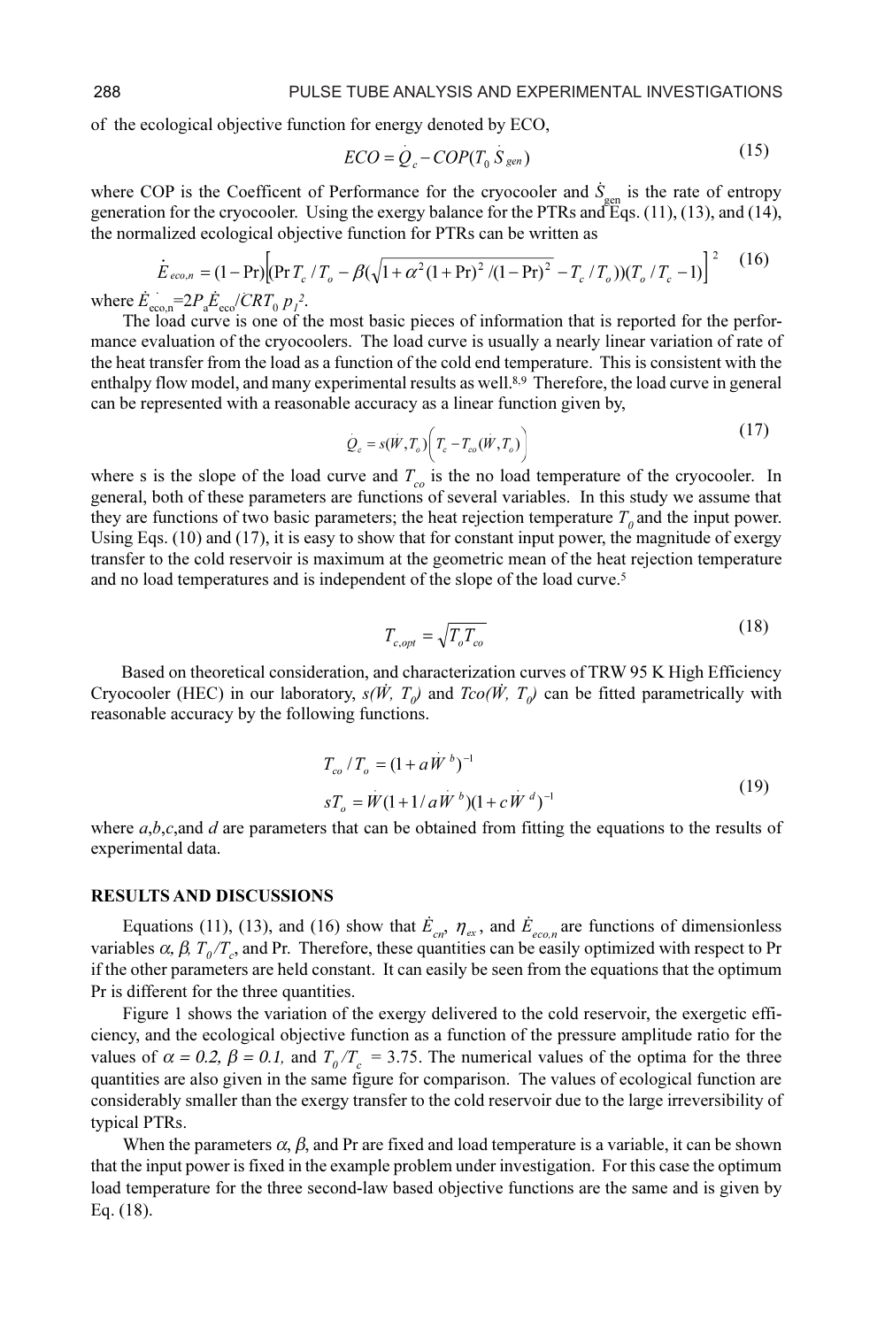of the ecological objective function for energy denoted by ECO,

$$ECO = \dot{Q}_c - COP(T_0 \dot{S}_{gen}) \tag{15}$$

where COP is the Coefficent of Performance for the cryocooler and $\dot{S}_{gen}$ is the rate of entropy generation for the cryocooler. Using the exergy balance for the PTRs and Eqs. (11), (13), and (14), the normalized ecological objective function for PTRs can be written as

$$\dot{E}_{eco,n} = (1-\Pr)\left[(\Pr T_c/T_o - \beta(\sqrt{1+\alpha^2(1+\Pr)^2/(1-\Pr)^2} - T_c/T_o))(T_o/T_c - 1)\right]^2 \tag{16}$$

where $\dot{E}_{eco,n}=2P_a\dot{E}_{eco}/CRT_0 p_1^{\,2}$.

The load curve is one of the most basic pieces of information that is reported for the performance evaluation of the cryocoolers. The load curve is usually a nearly linear variation of rate of the heat transfer from the load as a function of the cold end temperature. This is consistent with the enthalpy flow model, and many experimental results as well.[8,9] Therefore, the load curve in general can be represented with a reasonable accuracy as a linear function given by,

$$\dot{Q}_c = s(\dot{W}, T_o)\left(T_c - T_{co}(\dot{W}, T_o)\right) \tag{17}$$

where s is the slope of the load curve and $T_{co}$ is the no load temperature of the cryocooler. In general, both of these parameters are functions of several variables. In this study we assume that they are functions of two basic parameters; the heat rejection temperature $T_0$ and the input power. Using Eqs. (10) and (17), it is easy to show that for constant input power, the magnitude of exergy transfer to the cold reservoir is maximum at the geometric mean of the heat rejection temperature and no load temperatures and is independent of the slope of the load curve.[5]

$$T_{c,opt} = \sqrt{T_o T_{co}} \tag{18}$$

Based on theoretical consideration, and characterization curves of TRW 95 K High Efficiency Cryocooler (HEC) in our laboratory, $s(\dot{W}, T_0)$ and $T_{co}(\dot{W}, T_0)$ can be fitted parametrically with reasonable accuracy by the following functions.

$$\begin{aligned} T_{co}/T_o &= (1 + a\dot{W}^b)^{-1} \\ sT_o &= \dot{W}(1 + 1/a\dot{W}^b)(1 + c\dot{W}^d)^{-1} \end{aligned} \tag{19}$$

where $a$,$b$,$c$,and $d$ are parameters that can be obtained from fitting the equations to the results of experimental data.

## RESULTS AND DISCUSSIONS

Equations (11), (13), and (16) show that $\dot{E}_{cn}$, $\eta_{ex}$, and $\dot{E}_{eco,n}$ are functions of dimensionless variables $\alpha$, $\beta$, $T_0/T_c$, and Pr. Therefore, these quantities can be easily optimized with respect to Pr if the other parameters are held constant. It can easily be seen from the equations that the optimum Pr is different for the three quantities.

Figure 1 shows the variation of the exergy delivered to the cold reservoir, the exergetic efficiency, and the ecological objective function as a function of the pressure amplitude ratio for the values of $\alpha = 0.2$, $\beta = 0.1$, and $T_0/T_c = 3.75$. The numerical values of the optima for the three quantities are also given in the same figure for comparison. The values of ecological function are considerably smaller than the exergy transfer to the cold reservoir due to the large irreversibility of typical PTRs.

When the parameters $\alpha$, $\beta$, and Pr are fixed and load temperature is a variable, it can be shown that the input power is fixed in the example problem under investigation. For this case the optimum load temperature for the three second-law based objective functions are the same and is given by Eq. (18).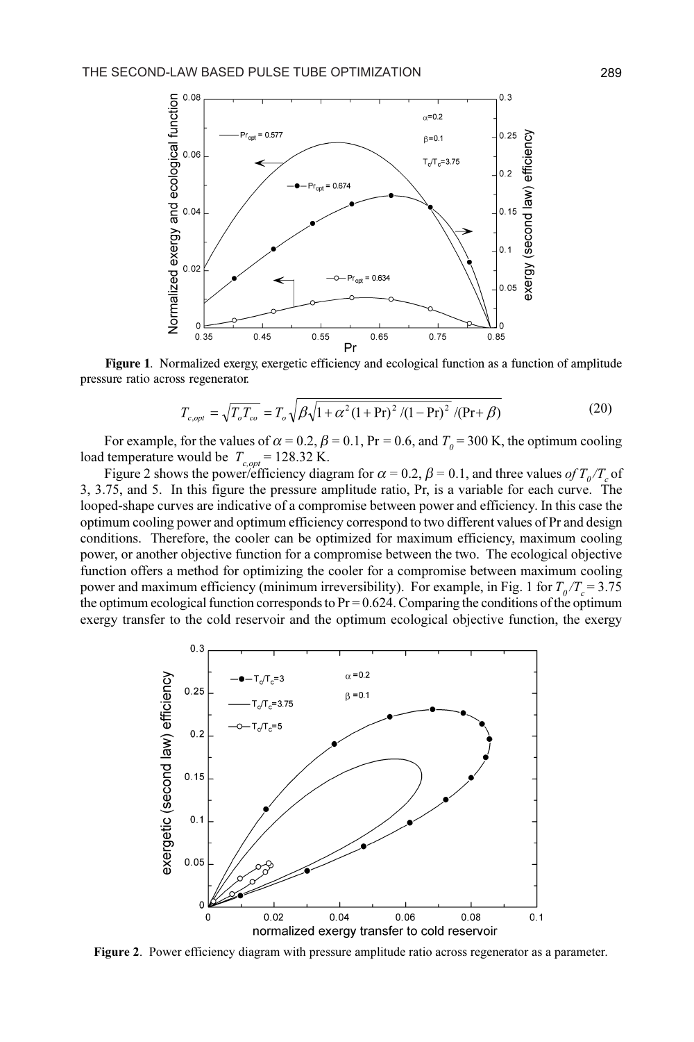**Figure 1**. Normalized exergy, exergetic efficiency and ecological function as a function of amplitude pressure ratio across regenerator.

$$T_{c,opt} = \sqrt{T_o T_{co}} = T_o \sqrt{\beta \sqrt{1 + \alpha^2 (1 + \mathrm{Pr})^2 / (1 - \mathrm{Pr})^2} / (\mathrm{Pr} + \beta)} \tag{20}$$

For example, for the values of $\alpha = 0.2$, $\beta = 0.1$, Pr = 0.6, and $T_0 = 300$ K, the optimum cooling load temperature would be $T_{c,opt} = 128.32$ K.

Figure 2 shows the power/efficiency diagram for $\alpha = 0.2$, $\beta = 0.1$, and three values *of* $T_0/T_c$ of 3, 3.75, and 5. In this figure the pressure amplitude ratio, Pr, is a variable for each curve. The looped-shape curves are indicative of a compromise between power and efficiency. In this case the optimum cooling power and optimum efficiency correspond to two different values of Pr and design conditions. Therefore, the cooler can be optimized for maximum efficiency, maximum cooling power, or another objective function for a compromise between the two. The ecological objective function offers a method for optimizing the cooler for a compromise between maximum cooling power and maximum efficiency (minimum irreversibility). For example, in Fig. 1 for $T_0/T_c = 3.75$ the optimum ecological function corresponds to Pr = 0.624. Comparing the conditions of the optimum exergy transfer to the cold reservoir and the optimum ecological objective function, the exergy

**Figure 2**. Power efficiency diagram with pressure amplitude ratio across regenerator as a parameter.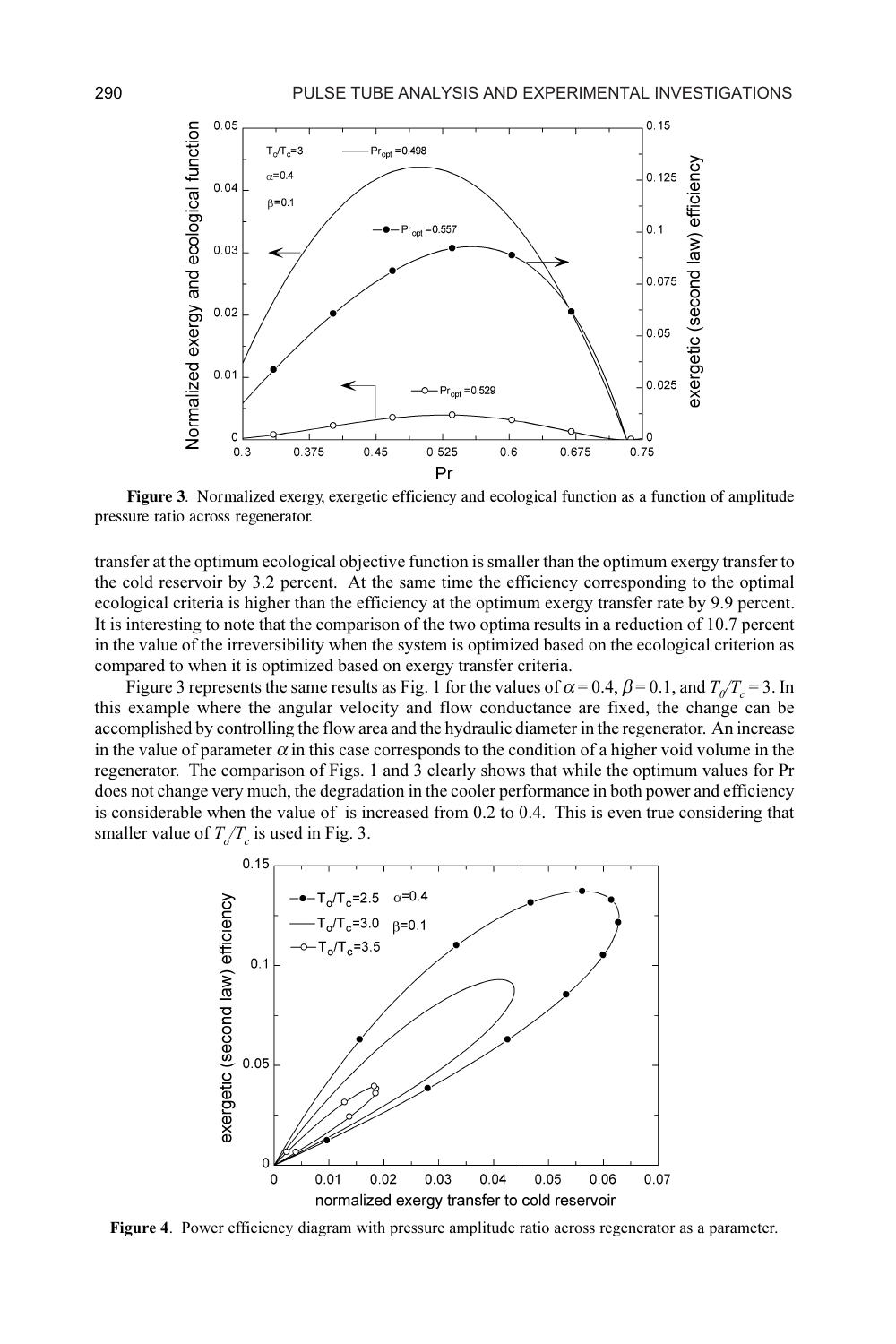**Figure 3**. Normalized exergy, exergetic efficiency and ecological function as a function of amplitude pressure ratio across regenerator.

transfer at the optimum ecological objective function is smaller than the optimum exergy transfer to the cold reservoir by 3.2 percent. At the same time the efficiency corresponding to the optimal ecological criteria is higher than the efficiency at the optimum exergy transfer rate by 9.9 percent. It is interesting to note that the comparison of the two optima results in a reduction of 10.7 percent in the value of the irreversibility when the system is optimized based on the ecological criterion as compared to when it is optimized based on exergy transfer criteria.

Figure 3 represents the same results as Fig. 1 for the values of $\alpha = 0.4$, $\beta = 0.1$, and $T_0/T_c = 3$. In this example where the angular velocity and flow conductance are fixed, the change can be accomplished by controlling the flow area and the hydraulic diameter in the regenerator. An increase in the value of parameter $\alpha$ in this case corresponds to the condition of a higher void volume in the regenerator. The comparison of Figs. 1 and 3 clearly shows that while the optimum values for Pr does not change very much, the degradation in the cooler performance in both power and efficiency is considerable when the value of is increased from 0.2 to 0.4. This is even true considering that smaller value of $T_o/T_c$ is used in Fig. 3.

**Figure 4**. Power efficiency diagram with pressure amplitude ratio across regenerator as a parameter.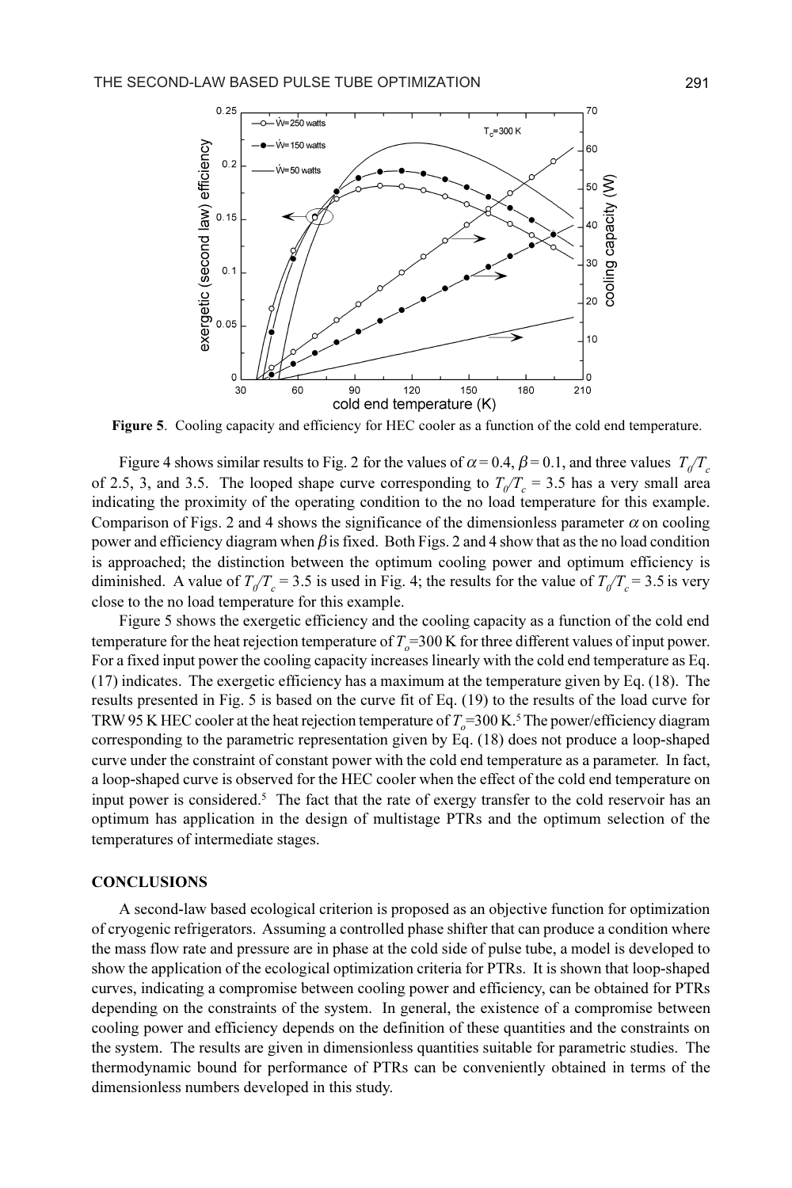**Figure 5**. Cooling capacity and efficiency for HEC cooler as a function of the cold end temperature.

Figure 4 shows similar results to Fig. 2 for the values of $\alpha = 0.4$, $\beta = 0.1$, and three values $T_0/T_c$ of 2.5, 3, and 3.5. The looped shape curve corresponding to $T_0/T_c = 3.5$ has a very small area indicating the proximity of the operating condition to the no load temperature for this example. Comparison of Figs. 2 and 4 shows the significance of the dimensionless parameter $\alpha$ on cooling power and efficiency diagram when $\beta$ is fixed. Both Figs. 2 and 4 show that as the no load condition is approached; the distinction between the optimum cooling power and optimum efficiency is diminished. A value of $T_0/T_c = 3.5$ is used in Fig. 4; the results for the value of $T_0/T_c = 3.5$ is very close to the no load temperature for this example.

Figure 5 shows the exergetic efficiency and the cooling capacity as a function of the cold end temperature for the heat rejection temperature of $T_o$=300 K for three different values of input power. For a fixed input power the cooling capacity increases linearly with the cold end temperature as Eq. (17) indicates. The exergetic efficiency has a maximum at the temperature given by Eq. (18). The results presented in Fig. 5 is based on the curve fit of Eq. (19) to the results of the load curve for TRW 95 K HEC cooler at the heat rejection temperature of $T_o$=300 K.[5] The power/efficiency diagram corresponding to the parametric representation given by Eq. (18) does not produce a loop-shaped curve under the constraint of constant power with the cold end temperature as a parameter. In fact, a loop-shaped curve is observed for the HEC cooler when the effect of the cold end temperature on input power is considered.[5] The fact that the rate of exergy transfer to the cold reservoir has an optimum has application in the design of multistage PTRs and the optimum selection of the temperatures of intermediate stages.

## CONCLUSIONS

A second-law based ecological criterion is proposed as an objective function for optimization of cryogenic refrigerators. Assuming a controlled phase shifter that can produce a condition where the mass flow rate and pressure are in phase at the cold side of pulse tube, a model is developed to show the application of the ecological optimization criteria for PTRs. It is shown that loop-shaped curves, indicating a compromise between cooling power and efficiency, can be obtained for PTRs depending on the constraints of the system. In general, the existence of a compromise between cooling power and efficiency depends on the definition of these quantities and the constraints on the system. The results are given in dimensionless quantities suitable for parametric studies. The thermodynamic bound for performance of PTRs can be conveniently obtained in terms of the dimensionless numbers developed in this study.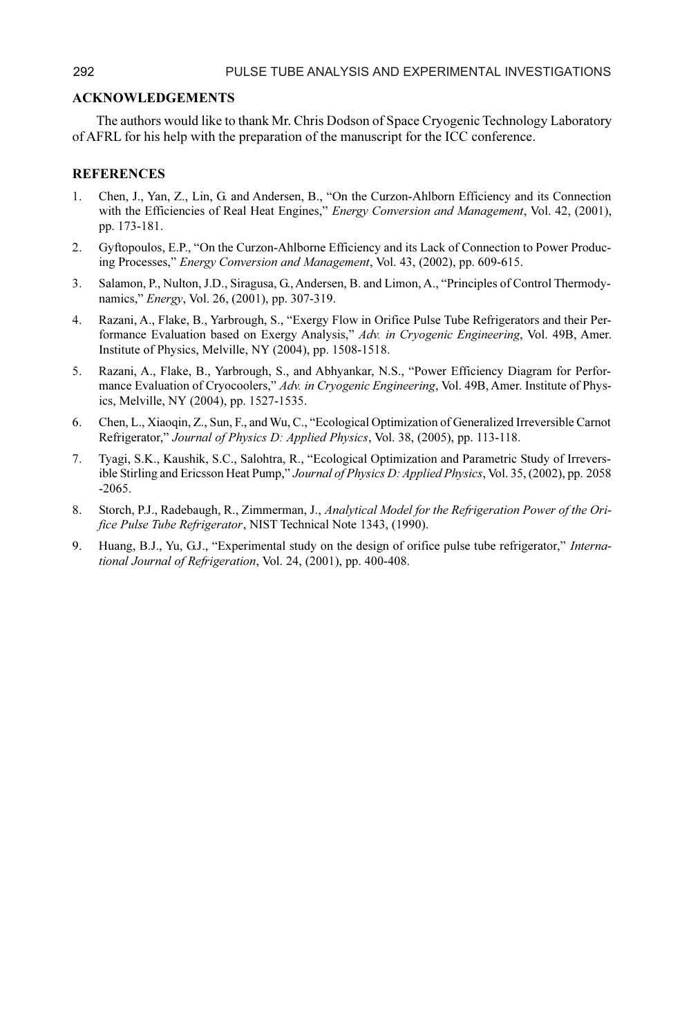## ACKNOWLEDGEMENTS

The authors would like to thank Mr. Chris Dodson of Space Cryogenic Technology Laboratory of AFRL for his help with the preparation of the manuscript for the ICC conference.

## REFERENCES

1. Chen, J., Yan, Z., Lin, G. and Andersen, B., "On the Curzon-Ahlborn Efficiency and its Connection with the Efficiencies of Real Heat Engines," *Energy Conversion and Management*, Vol. 42, (2001), pp. 173-181.

2. Gyftopoulos, E.P., "On the Curzon-Ahlborne Efficiency and its Lack of Connection to Power Producing Processes," *Energy Conversion and Management*, Vol. 43, (2002), pp. 609-615.

3. Salamon, P., Nulton, J.D., Siragusa, G., Andersen, B. and Limon, A., "Principles of Control Thermodynamics," *Energy*, Vol. 26, (2001), pp. 307-319.

4. Razani, A., Flake, B., Yarbrough, S., "Exergy Flow in Orifice Pulse Tube Refrigerators and their Performance Evaluation based on Exergy Analysis," *Adv. in Cryogenic Engineering*, Vol. 49B, Amer. Institute of Physics, Melville, NY (2004), pp. 1508-1518.

5. Razani, A., Flake, B., Yarbrough, S., and Abhyankar, N.S., "Power Efficiency Diagram for Performance Evaluation of Cryocoolers," *Adv. in Cryogenic Engineering*, Vol. 49B, Amer. Institute of Physics, Melville, NY (2004), pp. 1527-1535.

6. Chen, L., Xiaoqin, Z., Sun, F., and Wu, C., "Ecological Optimization of Generalized Irreversible Carnot Refrigerator," *Journal of Physics D: Applied Physics*, Vol. 38, (2005), pp. 113-118.

7. Tyagi, S.K., Kaushik, S.C., Salohtra, R., "Ecological Optimization and Parametric Study of Irreversible Stirling and Ericsson Heat Pump," *Journal of Physics D: Applied Physics*, Vol. 35, (2002), pp. 2058 -2065.

8. Storch, P.J., Radebaugh, R., Zimmerman, J., *Analytical Model for the Refrigeration Power of the Orifice Pulse Tube Refrigerator*, NIST Technical Note 1343, (1990).

9. Huang, B.J., Yu, G.J., "Experimental study on the design of orifice pulse tube refrigerator," *International Journal of Refrigeration*, Vol. 24, (2001), pp. 400-408.